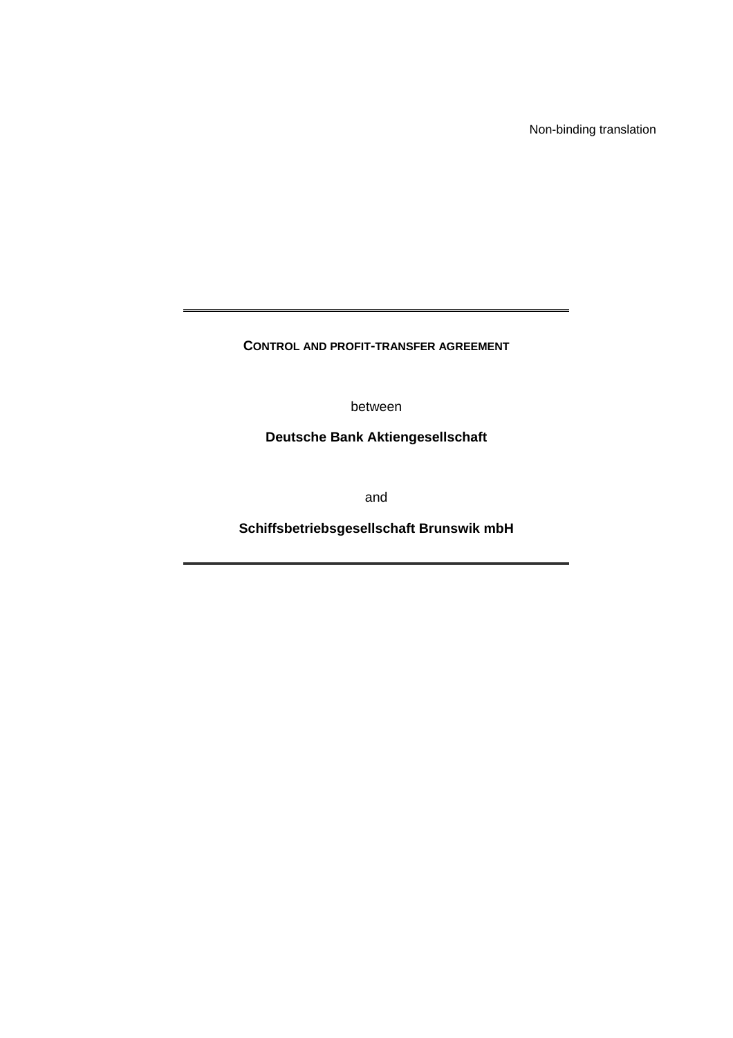Non-binding translation

---

# CONTROL AND PROFIT-TRANSFER AGREEMENT

between

**Deutsche Bank Aktiengesellschaft**

and

**Schiffsbetriebsgesellschaft Brunswik mbH**

---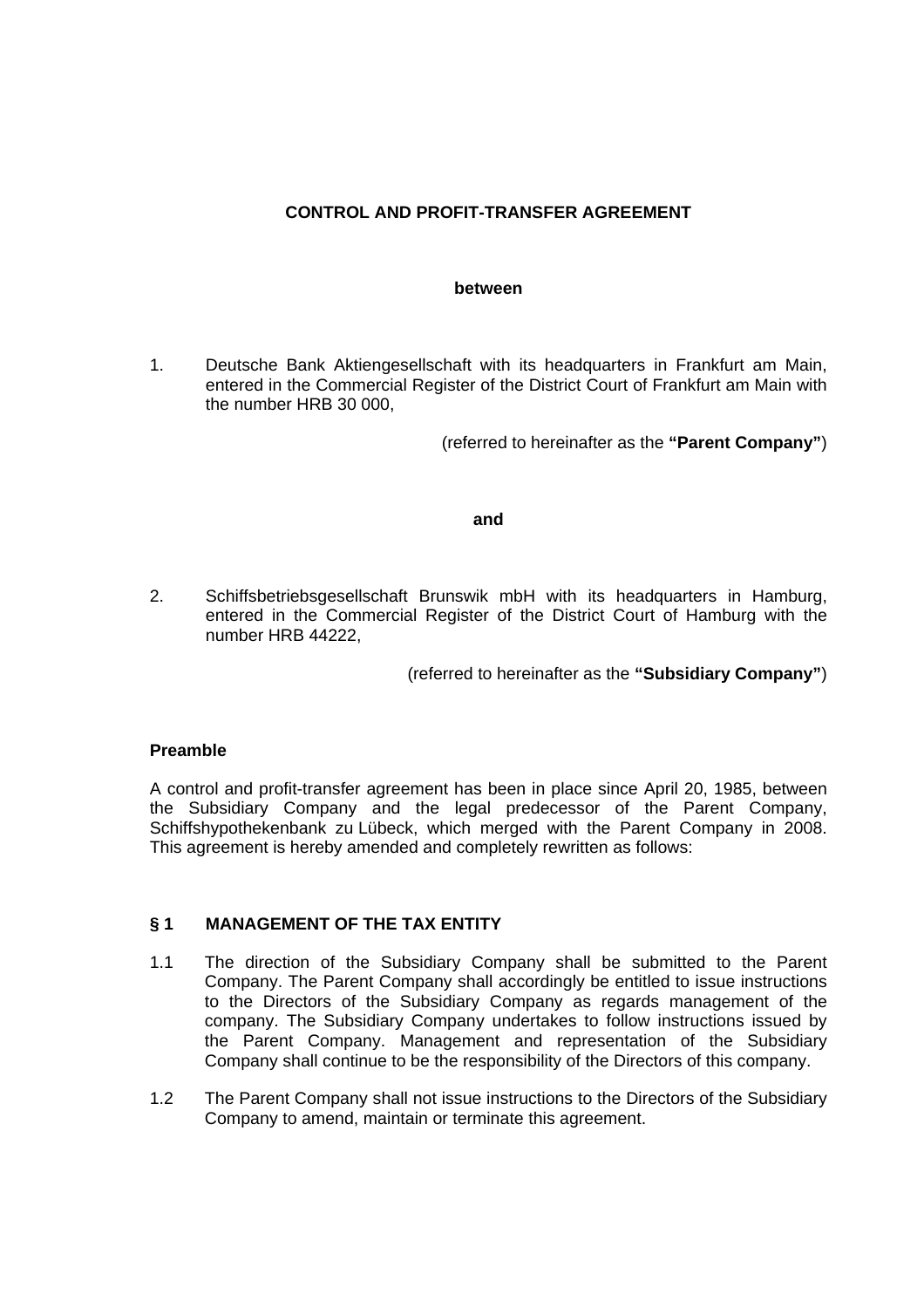**CONTROL AND PROFIT-TRANSFER AGREEMENT**

**between**

1. Deutsche Bank Aktiengesellschaft with its headquarters in Frankfurt am Main, entered in the Commercial Register of the District Court of Frankfurt am Main with the number HRB 30 000,

(referred to hereinafter as the **"Parent Company"**)

**and**

2. Schiffsbetriebsgesellschaft Brunswik mbH with its headquarters in Hamburg, entered in the Commercial Register of the District Court of Hamburg with the number HRB 44222,

(referred to hereinafter as the **"Subsidiary Company"**)

**Preamble**

A control and profit-transfer agreement has been in place since April 20, 1985, between the Subsidiary Company and the legal predecessor of the Parent Company, Schiffshypothekenbank zu Lübeck, which merged with the Parent Company in 2008. This agreement is hereby amended and completely rewritten as follows:

**§ 1 MANAGEMENT OF THE TAX ENTITY**

1.1 The direction of the Subsidiary Company shall be submitted to the Parent Company. The Parent Company shall accordingly be entitled to issue instructions to the Directors of the Subsidiary Company as regards management of the company. The Subsidiary Company undertakes to follow instructions issued by the Parent Company. Management and representation of the Subsidiary Company shall continue to be the responsibility of the Directors of this company.

1.2 The Parent Company shall not issue instructions to the Directors of the Subsidiary Company to amend, maintain or terminate this agreement.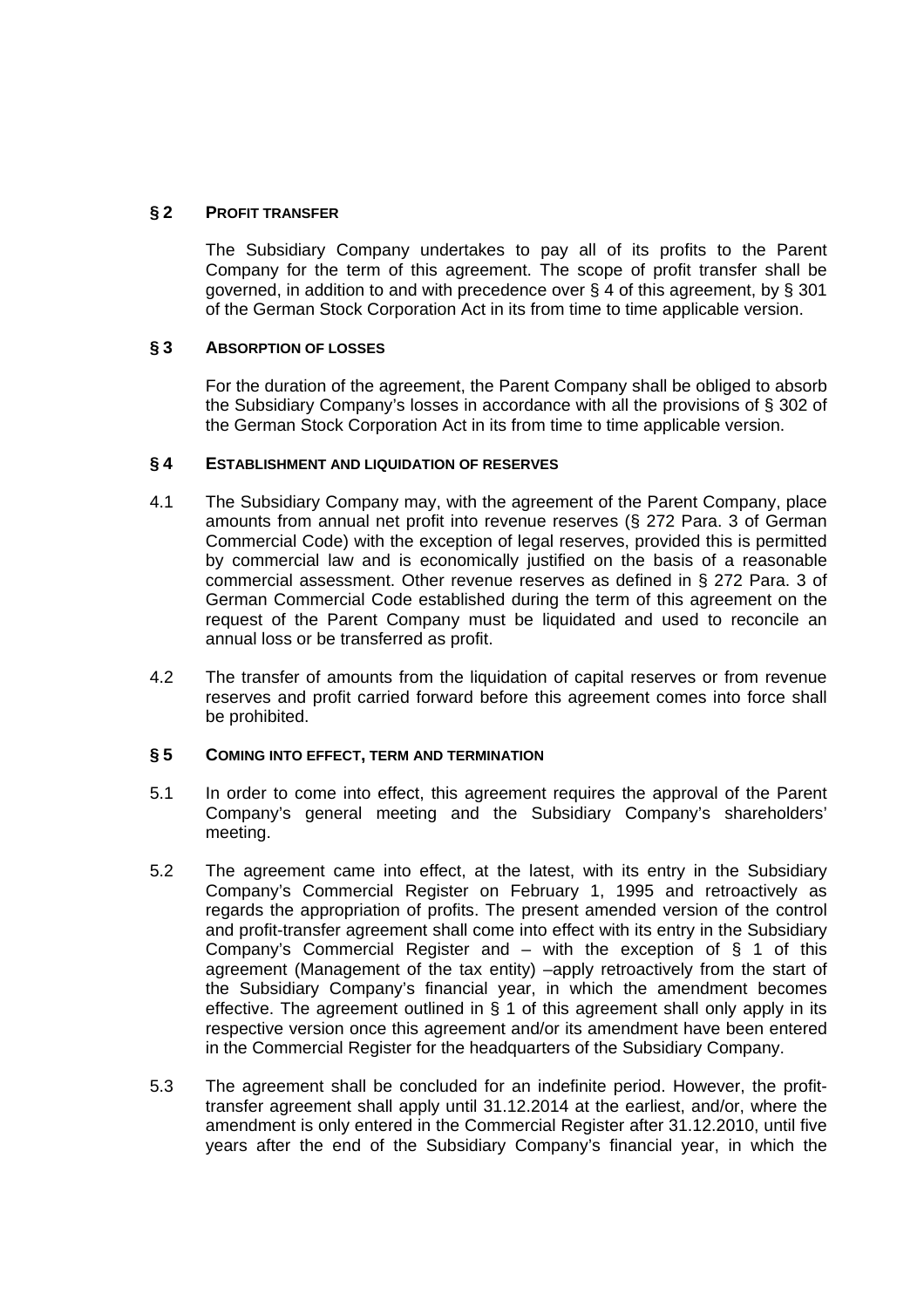## § 2 PROFIT TRANSFER

The Subsidiary Company undertakes to pay all of its profits to the Parent Company for the term of this agreement. The scope of profit transfer shall be governed, in addition to and with precedence over § 4 of this agreement, by § 301 of the German Stock Corporation Act in its from time to time applicable version.

## § 3 ABSORPTION OF LOSSES

For the duration of the agreement, the Parent Company shall be obliged to absorb the Subsidiary Company's losses in accordance with all the provisions of § 302 of the German Stock Corporation Act in its from time to time applicable version.

## § 4 ESTABLISHMENT AND LIQUIDATION OF RESERVES

4.1 The Subsidiary Company may, with the agreement of the Parent Company, place amounts from annual net profit into revenue reserves (§ 272 Para. 3 of German Commercial Code) with the exception of legal reserves, provided this is permitted by commercial law and is economically justified on the basis of a reasonable commercial assessment. Other revenue reserves as defined in § 272 Para. 3 of German Commercial Code established during the term of this agreement on the request of the Parent Company must be liquidated and used to reconcile an annual loss or be transferred as profit.

4.2 The transfer of amounts from the liquidation of capital reserves or from revenue reserves and profit carried forward before this agreement comes into force shall be prohibited.

## § 5 COMING INTO EFFECT, TERM AND TERMINATION

5.1 In order to come into effect, this agreement requires the approval of the Parent Company's general meeting and the Subsidiary Company's shareholders' meeting.

5.2 The agreement came into effect, at the latest, with its entry in the Subsidiary Company's Commercial Register on February 1, 1995 and retroactively as regards the appropriation of profits. The present amended version of the control and profit-transfer agreement shall come into effect with its entry in the Subsidiary Company's Commercial Register and – with the exception of § 1 of this agreement (Management of the tax entity) –apply retroactively from the start of the Subsidiary Company's financial year, in which the amendment becomes effective. The agreement outlined in § 1 of this agreement shall only apply in its respective version once this agreement and/or its amendment have been entered in the Commercial Register for the headquarters of the Subsidiary Company.

5.3 The agreement shall be concluded for an indefinite period. However, the profit-transfer agreement shall apply until 31.12.2014 at the earliest, and/or, where the amendment is only entered in the Commercial Register after 31.12.2010, until five years after the end of the Subsidiary Company's financial year, in which the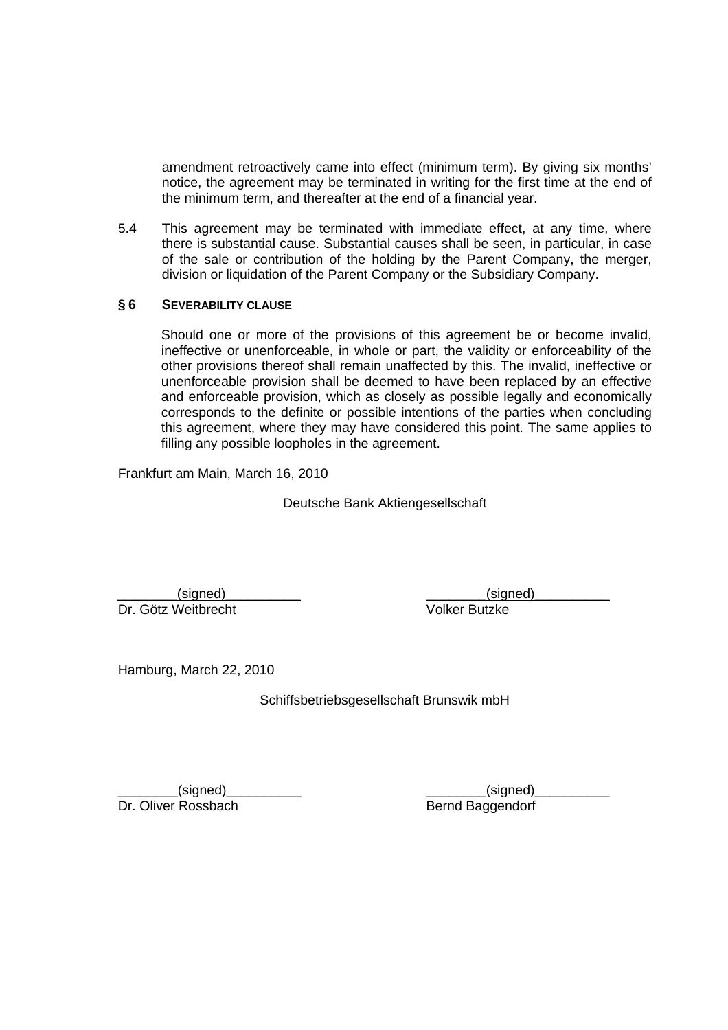amendment retroactively came into effect (minimum term). By giving six months' notice, the agreement may be terminated in writing for the first time at the end of the minimum term, and thereafter at the end of a financial year.

5.4 This agreement may be terminated with immediate effect, at any time, where there is substantial cause. Substantial causes shall be seen, in particular, in case of the sale or contribution of the holding by the Parent Company, the merger, division or liquidation of the Parent Company or the Subsidiary Company.

### § 6 SEVERABILITY CLAUSE

Should one or more of the provisions of this agreement be or become invalid, ineffective or unenforceable, in whole or part, the validity or enforceability of the other provisions thereof shall remain unaffected by this. The invalid, ineffective or unenforceable provision shall be deemed to have been replaced by an effective and enforceable provision, which as closely as possible legally and economically corresponds to the definite or possible intentions of the parties when concluding this agreement, where they may have considered this point. The same applies to filling any possible loopholes in the agreement.

Frankfurt am Main, March 16, 2010

Deutsche Bank Aktiengesellschaft

________(signed)__________
Dr. Götz Weitbrecht

________(signed)__________
Volker Butzke

Hamburg, March 22, 2010

Schiffsbetriebsgesellschaft Brunswik mbH

________(signed)__________
Dr. Oliver Rossbach

________(signed)__________
Bernd Baggendorf